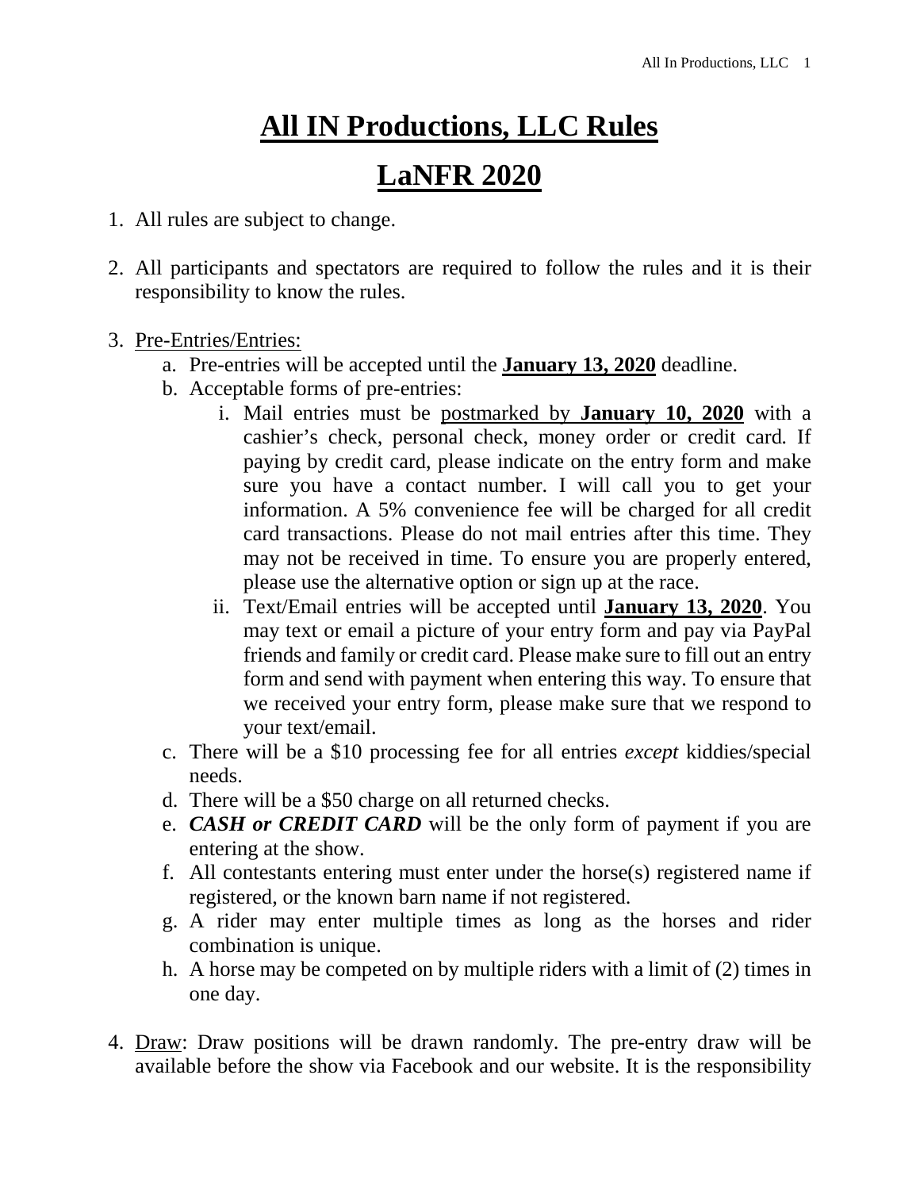# **<u>All IN Productions, LLC Rules</u>**

# **<u>LaNFR 2020</u>**

1. All rules are subject to change.

2. All participants and spectators are required to follow the rules and it is their responsibility to know the rules.

3. <u>Pre-Entries/Entries:</u>
   a. Pre-entries will be accepted until the **<u>January 13, 2020</u>** deadline.
   b. Acceptable forms of pre-entries:
      i. Mail entries must be <u>postmarked by</u> **<u>January 10, 2020</u>** with a cashier's check, personal check, money order or credit card. If paying by credit card, please indicate on the entry form and make sure you have a contact number. I will call you to get your information. A 5% convenience fee will be charged for all credit card transactions. Please do not mail entries after this time. They may not be received in time. To ensure you are properly entered, please use the alternative option or sign up at the race.
      ii. Text/Email entries will be accepted until **<u>January 13, 2020</u>**. You may text or email a picture of your entry form and pay via PayPal friends and family or credit card. Please make sure to fill out an entry form and send with payment when entering this way. To ensure that we received your entry form, please make sure that we respond to your text/email.
   c. There will be a $10 processing fee for all entries *except* kiddies/special needs.
   d. There will be a $50 charge on all returned checks.
   e. ***CASH or CREDIT CARD*** will be the only form of payment if you are entering at the show.
   f. All contestants entering must enter under the horse(s) registered name if registered, or the known barn name if not registered.
   g. A rider may enter multiple times as long as the horses and rider combination is unique.
   h. A horse may be competed on by multiple riders with a limit of (2) times in one day.

4. <u>Draw</u>: Draw positions will be drawn randomly. The pre-entry draw will be available before the show via Facebook and our website. It is the responsibility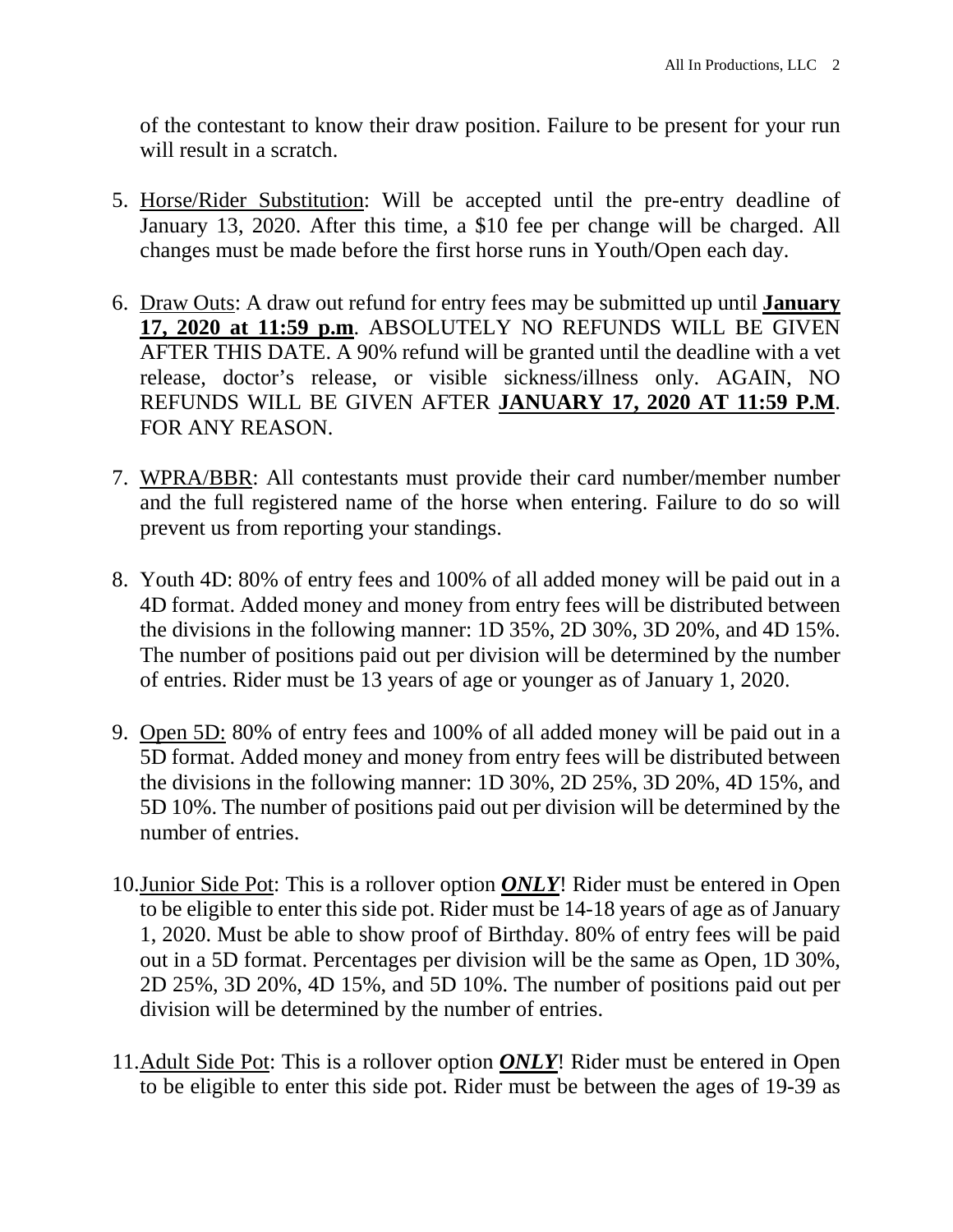of the contestant to know their draw position. Failure to be present for your run will result in a scratch.

5. <u>Horse/Rider Substitution</u>: Will be accepted until the pre-entry deadline of January 13, 2020. After this time, a $10 fee per change will be charged. All changes must be made before the first horse runs in Youth/Open each day.

6. <u>Draw Outs</u>: A draw out refund for entry fees may be submitted up until <u>**January 17, 2020 at 11:59 p.m**</u>. ABSOLUTELY NO REFUNDS WILL BE GIVEN AFTER THIS DATE. A 90% refund will be granted until the deadline with a vet release, doctor's release, or visible sickness/illness only. AGAIN, NO REFUNDS WILL BE GIVEN AFTER <u>**JANUARY 17, 2020 AT 11:59 P.M**</u>. FOR ANY REASON.

7. <u>WPRA/BBR</u>: All contestants must provide their card number/member number and the full registered name of the horse when entering. Failure to do so will prevent us from reporting your standings.

8. Youth 4D: 80% of entry fees and 100% of all added money will be paid out in a 4D format. Added money and money from entry fees will be distributed between the divisions in the following manner: 1D 35%, 2D 30%, 3D 20%, and 4D 15%. The number of positions paid out per division will be determined by the number of entries. Rider must be 13 years of age or younger as of January 1, 2020.

9. <u>Open 5D:</u> 80% of entry fees and 100% of all added money will be paid out in a 5D format. Added money and money from entry fees will be distributed between the divisions in the following manner: 1D 30%, 2D 25%, 3D 20%, 4D 15%, and 5D 10%. The number of positions paid out per division will be determined by the number of entries.

10. <u>Junior Side Pot</u>: This is a rollover option <u>***ONLY***</u>! Rider must be entered in Open to be eligible to enter this side pot. Rider must be 14-18 years of age as of January 1, 2020. Must be able to show proof of Birthday. 80% of entry fees will be paid out in a 5D format. Percentages per division will be the same as Open, 1D 30%, 2D 25%, 3D 20%, 4D 15%, and 5D 10%. The number of positions paid out per division will be determined by the number of entries.

11. <u>Adult Side Pot</u>: This is a rollover option <u>***ONLY***</u>! Rider must be entered in Open to be eligible to enter this side pot. Rider must be between the ages of 19-39 as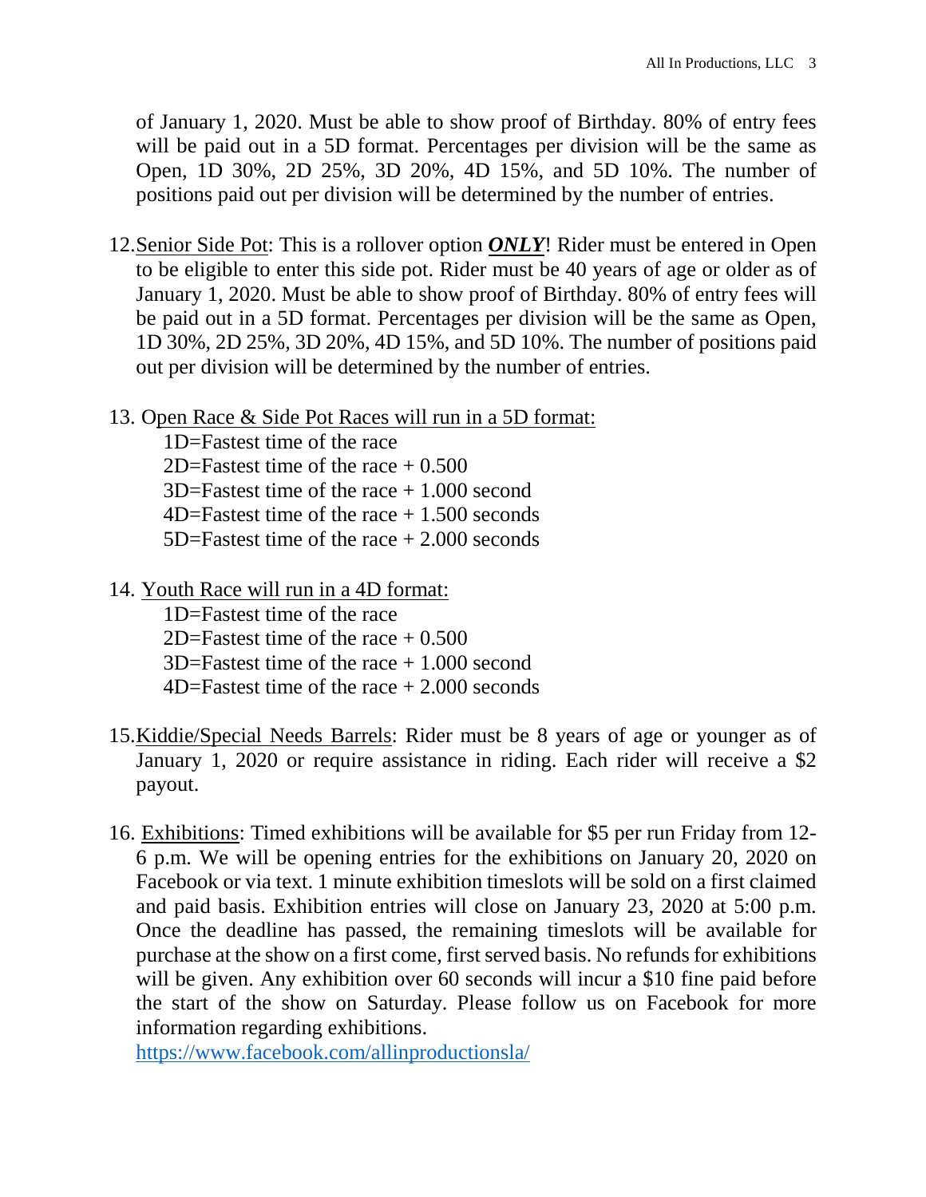of January 1, 2020. Must be able to show proof of Birthday. 80% of entry fees will be paid out in a 5D format. Percentages per division will be the same as Open, 1D 30%, 2D 25%, 3D 20%, 4D 15%, and 5D 10%. The number of positions paid out per division will be determined by the number of entries.

12. Senior Side Pot: This is a rollover option ***ONLY***! Rider must be entered in Open to be eligible to enter this side pot. Rider must be 40 years of age or older as of January 1, 2020. Must be able to show proof of Birthday. 80% of entry fees will be paid out in a 5D format. Percentages per division will be the same as Open, 1D 30%, 2D 25%, 3D 20%, 4D 15%, and 5D 10%. The number of positions paid out per division will be determined by the number of entries.

13. Open Race & Side Pot Races will run in a 5D format:
    1D=Fastest time of the race
    2D=Fastest time of the race + 0.500
    3D=Fastest time of the race + 1.000 second
    4D=Fastest time of the race + 1.500 seconds
    5D=Fastest time of the race + 2.000 seconds

14. Youth Race will run in a 4D format:
    1D=Fastest time of the race
    2D=Fastest time of the race + 0.500
    3D=Fastest time of the race + 1.000 second
    4D=Fastest time of the race + 2.000 seconds

15. Kiddie/Special Needs Barrels: Rider must be 8 years of age or younger as of January 1, 2020 or require assistance in riding. Each rider will receive a $2 payout.

16. Exhibitions: Timed exhibitions will be available for $5 per run Friday from 12-6 p.m. We will be opening entries for the exhibitions on January 20, 2020 on Facebook or via text. 1 minute exhibition timeslots will be sold on a first claimed and paid basis. Exhibition entries will close on January 23, 2020 at 5:00 p.m. Once the deadline has passed, the remaining timeslots will be available for purchase at the show on a first come, first served basis. No refunds for exhibitions will be given. Any exhibition over 60 seconds will incur a $10 fine paid before the start of the show on Saturday. Please follow us on Facebook for more information regarding exhibitions.
    https://www.facebook.com/allinproductionsla/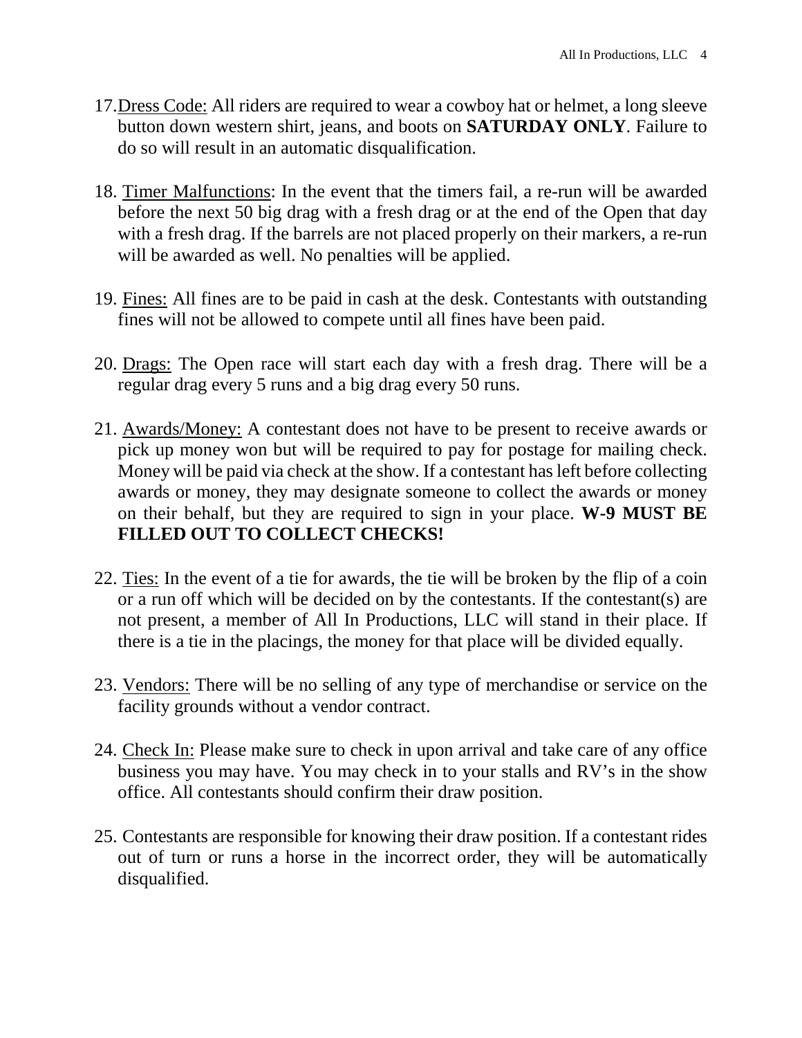17. Dress Code: All riders are required to wear a cowboy hat or helmet, a long sleeve button down western shirt, jeans, and boots on **SATURDAY ONLY**. Failure to do so will result in an automatic disqualification.

18. Timer Malfunctions: In the event that the timers fail, a re-run will be awarded before the next 50 big drag with a fresh drag or at the end of the Open that day with a fresh drag. If the barrels are not placed properly on their markers, a re-run will be awarded as well. No penalties will be applied.

19. Fines: All fines are to be paid in cash at the desk. Contestants with outstanding fines will not be allowed to compete until all fines have been paid.

20. Drags: The Open race will start each day with a fresh drag. There will be a regular drag every 5 runs and a big drag every 50 runs.

21. Awards/Money: A contestant does not have to be present to receive awards or pick up money won but will be required to pay for postage for mailing check. Money will be paid via check at the show. If a contestant has left before collecting awards or money, they may designate someone to collect the awards or money on their behalf, but they are required to sign in your place. **W-9 MUST BE FILLED OUT TO COLLECT CHECKS!**

22. Ties: In the event of a tie for awards, the tie will be broken by the flip of a coin or a run off which will be decided on by the contestants. If the contestant(s) are not present, a member of All In Productions, LLC will stand in their place. If there is a tie in the placings, the money for that place will be divided equally.

23. Vendors: There will be no selling of any type of merchandise or service on the facility grounds without a vendor contract.

24. Check In: Please make sure to check in upon arrival and take care of any office business you may have. You may check in to your stalls and RV's in the show office. All contestants should confirm their draw position.

25. Contestants are responsible for knowing their draw position. If a contestant rides out of turn or runs a horse in the incorrect order, they will be automatically disqualified.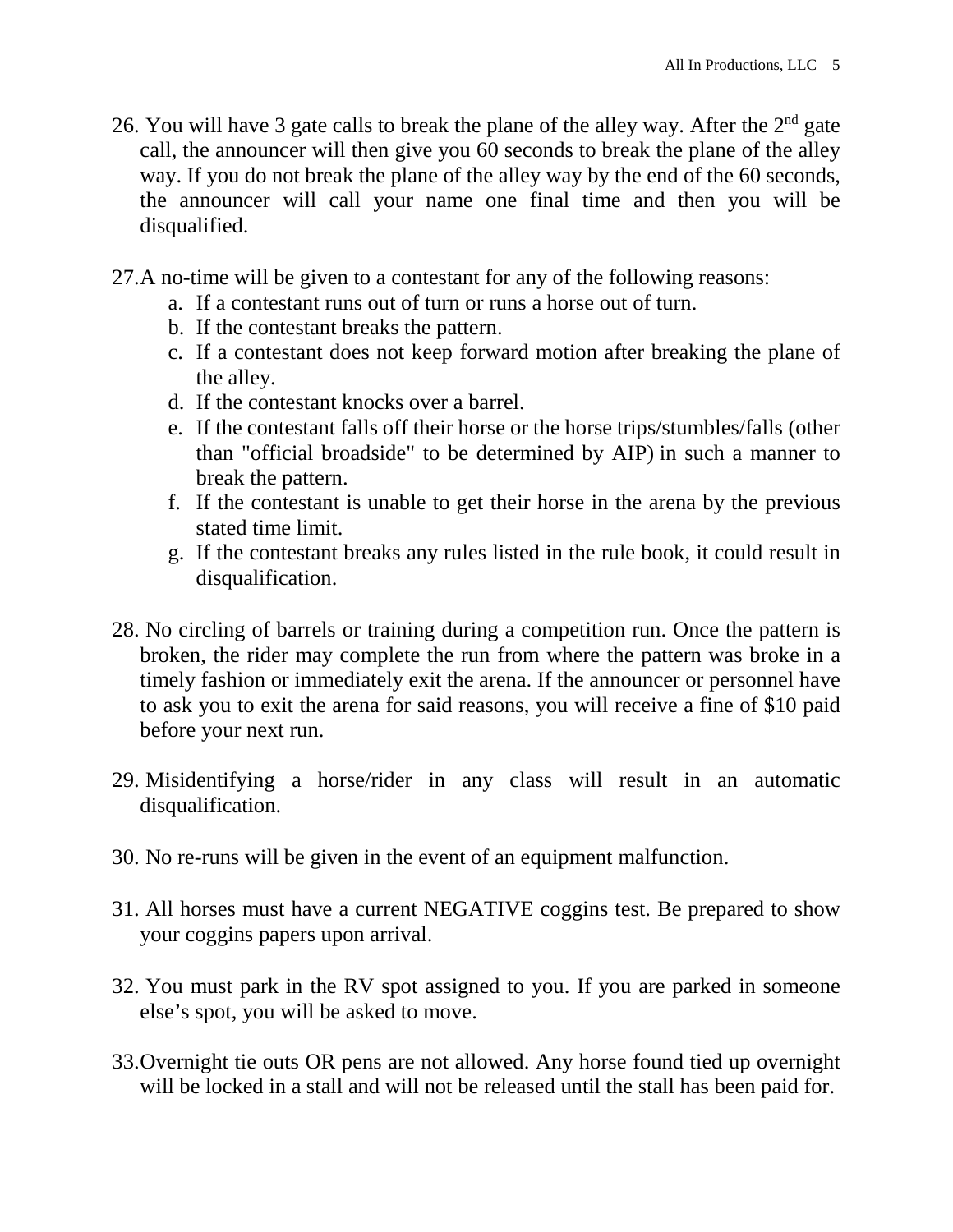26. You will have 3 gate calls to break the plane of the alley way. After the 2nd gate call, the announcer will then give you 60 seconds to break the plane of the alley way. If you do not break the plane of the alley way by the end of the 60 seconds, the announcer will call your name one final time and then you will be disqualified.

27. A no-time will be given to a contestant for any of the following reasons:
    a. If a contestant runs out of turn or runs a horse out of turn.
    b. If the contestant breaks the pattern.
    c. If a contestant does not keep forward motion after breaking the plane of the alley.
    d. If the contestant knocks over a barrel.
    e. If the contestant falls off their horse or the horse trips/stumbles/falls (other than "official broadside" to be determined by AIP) in such a manner to break the pattern.
    f. If the contestant is unable to get their horse in the arena by the previous stated time limit.
    g. If the contestant breaks any rules listed in the rule book, it could result in disqualification.

28. No circling of barrels or training during a competition run. Once the pattern is broken, the rider may complete the run from where the pattern was broke in a timely fashion or immediately exit the arena. If the announcer or personnel have to ask you to exit the arena for said reasons, you will receive a fine of $10 paid before your next run.

29. Misidentifying a horse/rider in any class will result in an automatic disqualification.

30. No re-runs will be given in the event of an equipment malfunction.

31. All horses must have a current NEGATIVE coggins test. Be prepared to show your coggins papers upon arrival.

32. You must park in the RV spot assigned to you. If you are parked in someone else's spot, you will be asked to move.

33. Overnight tie outs OR pens are not allowed. Any horse found tied up overnight will be locked in a stall and will not be released until the stall has been paid for.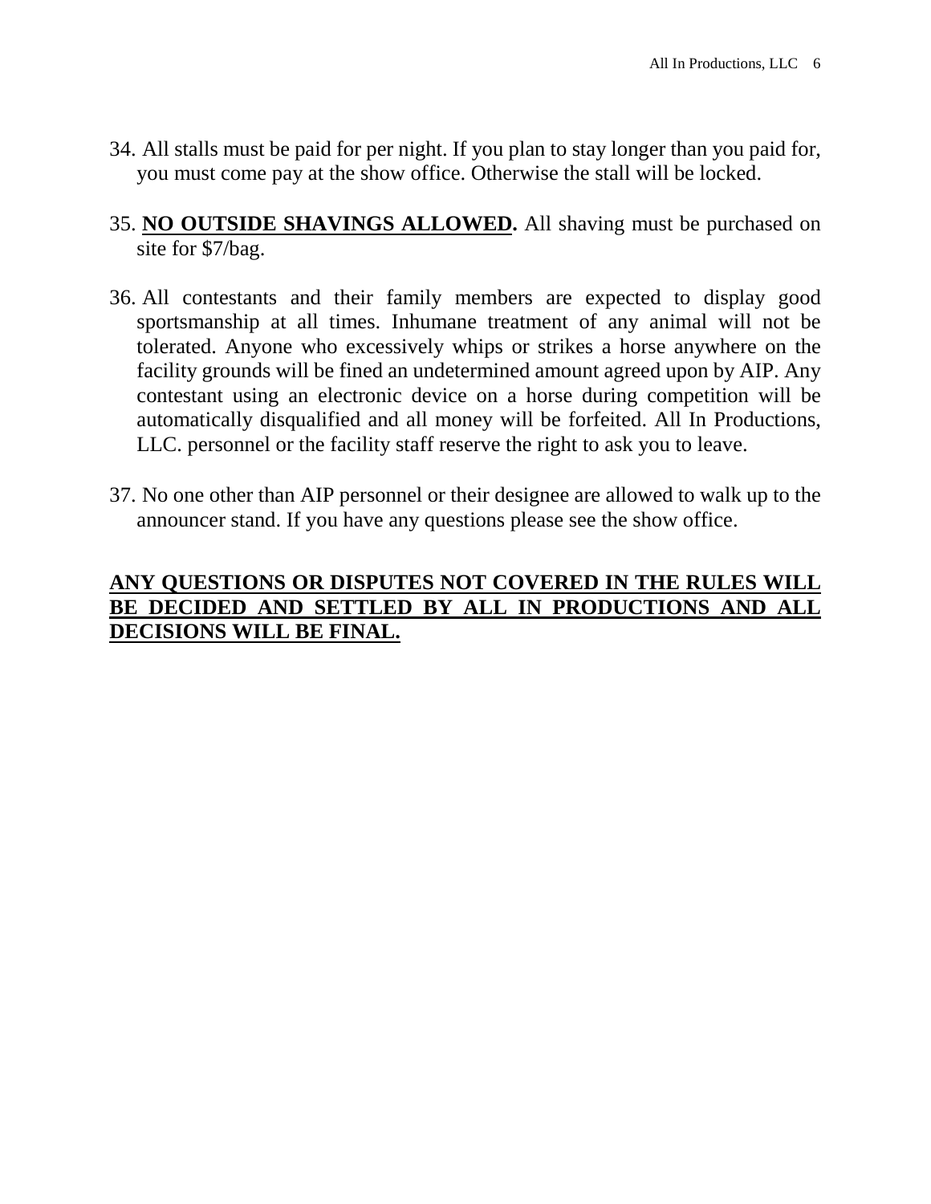34. All stalls must be paid for per night. If you plan to stay longer than you paid for, you must come pay at the show office. Otherwise the stall will be locked.

35. **NO OUTSIDE SHAVINGS ALLOWED.** All shaving must be purchased on site for $7/bag.

36. All contestants and their family members are expected to display good sportsmanship at all times. Inhumane treatment of any animal will not be tolerated. Anyone who excessively whips or strikes a horse anywhere on the facility grounds will be fined an undetermined amount agreed upon by AIP. Any contestant using an electronic device on a horse during competition will be automatically disqualified and all money will be forfeited. All In Productions, LLC. personnel or the facility staff reserve the right to ask you to leave.

37. No one other than AIP personnel or their designee are allowed to walk up to the announcer stand. If you have any questions please see the show office.

**ANY QUESTIONS OR DISPUTES NOT COVERED IN THE RULES WILL BE DECIDED AND SETTLED BY ALL IN PRODUCTIONS AND ALL DECISIONS WILL BE FINAL.**